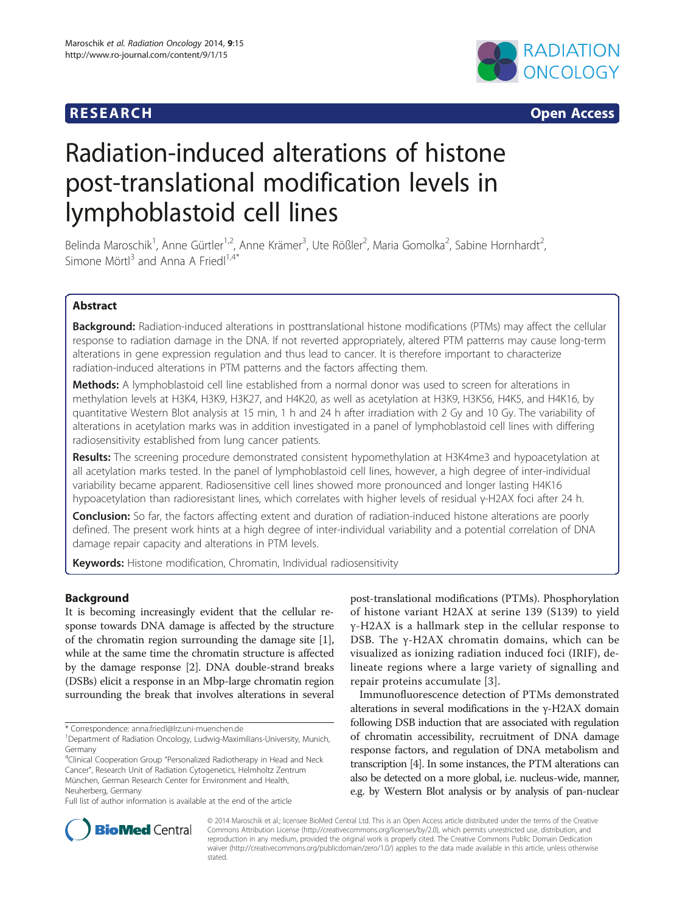RESEARCH Open Access

# Radiation-induced alterations of histone post-translational modification levels in lymphoblastoid cell lines

Belinda Maroschik[1], Anne Gürtler[1,2], Anne Krämer[3], Ute Rößler[2], Maria Gomolka[2], Sabine Hornhardt[2], Simone Mörtl[3] and Anna A Friedl[1,4*]

## Abstract

**Background:** Radiation-induced alterations in posttranslational histone modifications (PTMs) may affect the cellular response to radiation damage in the DNA. If not reverted appropriately, altered PTM patterns may cause long-term alterations in gene expression regulation and thus lead to cancer. It is therefore important to characterize radiation-induced alterations in PTM patterns and the factors affecting them.

**Methods:** A lymphoblastoid cell line established from a normal donor was used to screen for alterations in methylation levels at H3K4, H3K9, H3K27, and H4K20, as well as acetylation at H3K9, H3K56, H4K5, and H4K16, by quantitative Western Blot analysis at 15 min, 1 h and 24 h after irradiation with 2 Gy and 10 Gy. The variability of alterations in acetylation marks was in addition investigated in a panel of lymphoblastoid cell lines with differing radiosensitivity established from lung cancer patients.

**Results:** The screening procedure demonstrated consistent hypomethylation at H3K4me3 and hypoacetylation at all acetylation marks tested. In the panel of lymphoblastoid cell lines, however, a high degree of inter-individual variability became apparent. Radiosensitive cell lines showed more pronounced and longer lasting H4K16 hypoacetylation than radioresistant lines, which correlates with higher levels of residual γ-H2AX foci after 24 h.

**Conclusion:** So far, the factors affecting extent and duration of radiation-induced histone alterations are poorly defined. The present work hints at a high degree of inter-individual variability and a potential correlation of DNA damage repair capacity and alterations in PTM levels.

**Keywords:** Histone modification, Chromatin, Individual radiosensitivity

## Background

It is becoming increasingly evident that the cellular response towards DNA damage is affected by the structure of the chromatin region surrounding the damage site [1], while at the same time the chromatin structure is affected by the damage response [2]. DNA double-strand breaks (DSBs) elicit a response in an Mbp-large chromatin region surrounding the break that involves alterations in several post-translational modifications (PTMs). Phosphorylation of histone variant H2AX at serine 139 (S139) to yield γ-H2AX is a hallmark step in the cellular response to DSB. The γ-H2AX chromatin domains, which can be visualized as ionizing radiation induced foci (IRIF), delineate regions where a large variety of signalling and repair proteins accumulate [3].

Immunofluorescence detection of PTMs demonstrated alterations in several modifications in the γ-H2AX domain following DSB induction that are associated with regulation of chromatin accessibility, recruitment of DNA damage response factors, and regulation of DNA metabolism and transcription [4]. In some instances, the PTM alterations can also be detected on a more global, i.e. nucleus-wide, manner, e.g. by Western Blot analysis or by analysis of pan-nuclear

\* Correspondence: anna.friedl@lrz.uni-muenchen.de
[1]Department of Radiation Oncology, Ludwig-Maximilians-University, Munich, Germany
[4]Clinical Cooperation Group "Personalized Radiotherapy in Head and Neck Cancer", Research Unit of Radiation Cytogenetics, Helmholtz Zentrum München, German Research Center for Environment and Health, Neuherberg, Germany
Full list of author information is available at the end of the article

© 2014 Maroschik et al.; licensee BioMed Central Ltd. This is an Open Access article distributed under the terms of the Creative Commons Attribution License (http://creativecommons.org/licenses/by/2.0), which permits unrestricted use, distribution, and reproduction in any medium, provided the original work is properly cited. The Creative Commons Public Domain Dedication waiver (http://creativecommons.org/publicdomain/zero/1.0/) applies to the data made available in this article, unless otherwise stated.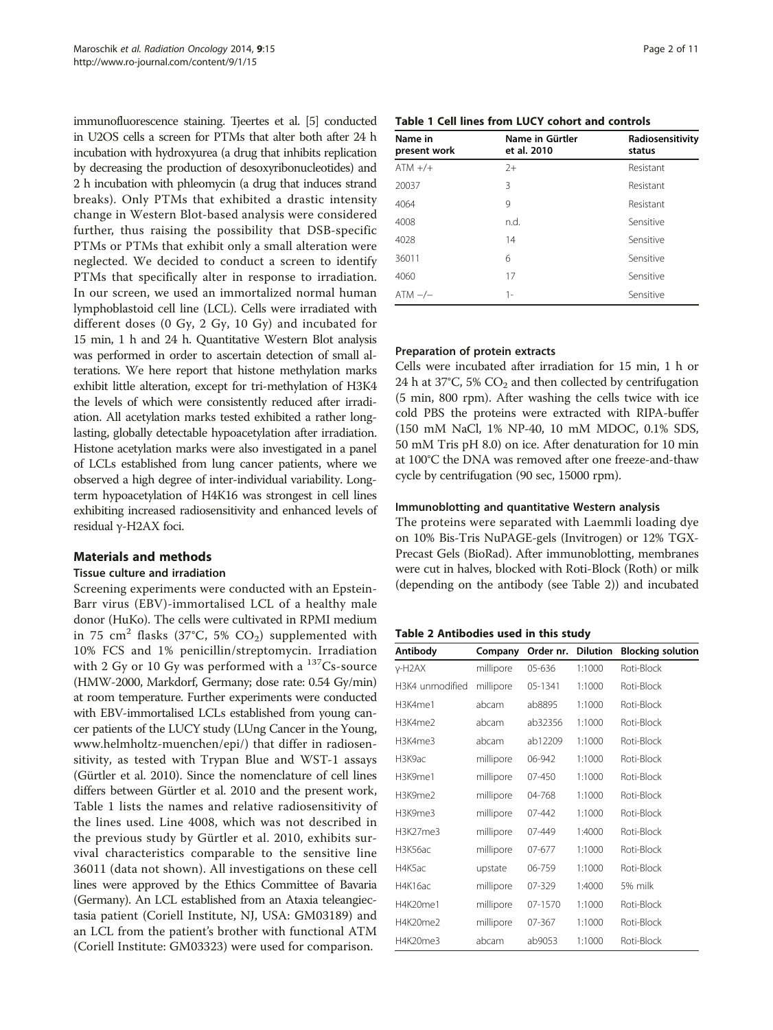immunofluorescence staining. Tjeertes et al. [5] conducted in U2OS cells a screen for PTMs that alter both after 24 h incubation with hydroxyurea (a drug that inhibits replication by decreasing the production of desoxyribonucleotides) and 2 h incubation with phleomycin (a drug that induces strand breaks). Only PTMs that exhibited a drastic intensity change in Western Blot-based analysis were considered further, thus raising the possibility that DSB-specific PTMs or PTMs that exhibit only a small alteration were neglected. We decided to conduct a screen to identify PTMs that specifically alter in response to irradiation. In our screen, we used an immortalized normal human lymphoblastoid cell line (LCL). Cells were irradiated with different doses (0 Gy, 2 Gy, 10 Gy) and incubated for 15 min, 1 h and 24 h. Quantitative Western Blot analysis was performed in order to ascertain detection of small alterations. We here report that histone methylation marks exhibit little alteration, except for tri-methylation of H3K4 the levels of which were consistently reduced after irradiation. All acetylation marks tested exhibited a rather long-lasting, globally detectable hypoacetylation after irradiation. Histone acetylation marks were also investigated in a panel of LCLs established from lung cancer patients, where we observed a high degree of inter-individual variability. Long-term hypoacetylation of H4K16 was strongest in cell lines exhibiting increased radiosensitivity and enhanced levels of residual γ-H2AX foci.

## Materials and methods

### Tissue culture and irradiation

Screening experiments were conducted with an Epstein-Barr virus (EBV)-immortalised LCL of a healthy male donor (HuKo). The cells were cultivated in RPMI medium in 75 $cm^2$ flasks (37°C, 5% $CO_2$) supplemented with 10% FCS and 1% penicillin/streptomycin. Irradiation with 2 Gy or 10 Gy was performed with a $^{137}$Cs-source (HMW-2000, Markdorf, Germany; dose rate: 0.54 Gy/min) at room temperature. Further experiments were conducted with EBV-immortalised LCLs established from young cancer patients of the LUCY study (LUng Cancer in the Young, www.helmholtz-muenchen/epi/) that differ in radiosensitivity, as tested with Trypan Blue and WST-1 assays (Gürtler et al. 2010). Since the nomenclature of cell lines differs between Gürtler et al. 2010 and the present work, Table 1 lists the names and relative radiosensitivity of the lines used. Line 4008, which was not described in the previous study by Gürtler et al. 2010, exhibits survival characteristics comparable to the sensitive line 36011 (data not shown). All investigations on these cell lines were approved by the Ethics Committee of Bavaria (Germany). An LCL established from an Ataxia teleangiectasia patient (Coriell Institute, NJ, USA: GM03189) and an LCL from the patient's brother with functional ATM (Coriell Institute: GM03323) were used for comparison.

**Table 1 Cell lines from LUCY cohort and controls**

| Name in present work | Name in Gürtler et al. 2010 | Radiosensitivity status |
|---|---|---|
| ATM +/+ | 2+ | Resistant |
| 20037 | 3 | Resistant |
| 4064 | 9 | Resistant |
| 4008 | n.d. | Sensitive |
| 4028 | 14 | Sensitive |
| 36011 | 6 | Sensitive |
| 4060 | 17 | Sensitive |
| ATM −/− | 1- | Sensitive |

### Preparation of protein extracts

Cells were incubated after irradiation for 15 min, 1 h or 24 h at 37°C, 5% $CO_2$ and then collected by centrifugation (5 min, 800 rpm). After washing the cells twice with ice cold PBS the proteins were extracted with RIPA-buffer (150 mM NaCl, 1% NP-40, 10 mM MDOC, 0.1% SDS, 50 mM Tris pH 8.0) on ice. After denaturation for 10 min at 100°C the DNA was removed after one freeze-and-thaw cycle by centrifugation (90 sec, 15000 rpm).

### Immunoblotting and quantitative Western analysis

The proteins were separated with Laemmli loading dye on 10% Bis-Tris NuPAGE-gels (Invitrogen) or 12% TGX-Precast Gels (BioRad). After immunoblotting, membranes were cut in halves, blocked with Roti-Block (Roth) or milk (depending on the antibody (see Table 2)) and incubated

**Table 2 Antibodies used in this study**

| Antibody | Company | Order nr. | Dilution | Blocking solution |
|---|---|---|---|---|
| γ-H2AX | millipore | 05-636 | 1:1000 | Roti-Block |
| H3K4 unmodified | millipore | 05-1341 | 1:1000 | Roti-Block |
| H3K4me1 | abcam | ab8895 | 1:1000 | Roti-Block |
| H3K4me2 | abcam | ab32356 | 1:1000 | Roti-Block |
| H3K4me3 | abcam | ab12209 | 1:1000 | Roti-Block |
| H3K9ac | millipore | 06-942 | 1:1000 | Roti-Block |
| H3K9me1 | millipore | 07-450 | 1:1000 | Roti-Block |
| H3K9me2 | millipore | 04-768 | 1:1000 | Roti-Block |
| H3K9me3 | millipore | 07-442 | 1:1000 | Roti-Block |
| H3K27me3 | millipore | 07-449 | 1:4000 | Roti-Block |
| H3K56ac | millipore | 07-677 | 1:1000 | Roti-Block |
| H4K5ac | upstate | 06-759 | 1:1000 | Roti-Block |
| H4K16ac | millipore | 07-329 | 1:4000 | 5% milk |
| H4K20me1 | millipore | 07-1570 | 1:1000 | Roti-Block |
| H4K20me2 | millipore | 07-367 | 1:1000 | Roti-Block |
| H4K20me3 | abcam | ab9053 | 1:1000 | Roti-Block |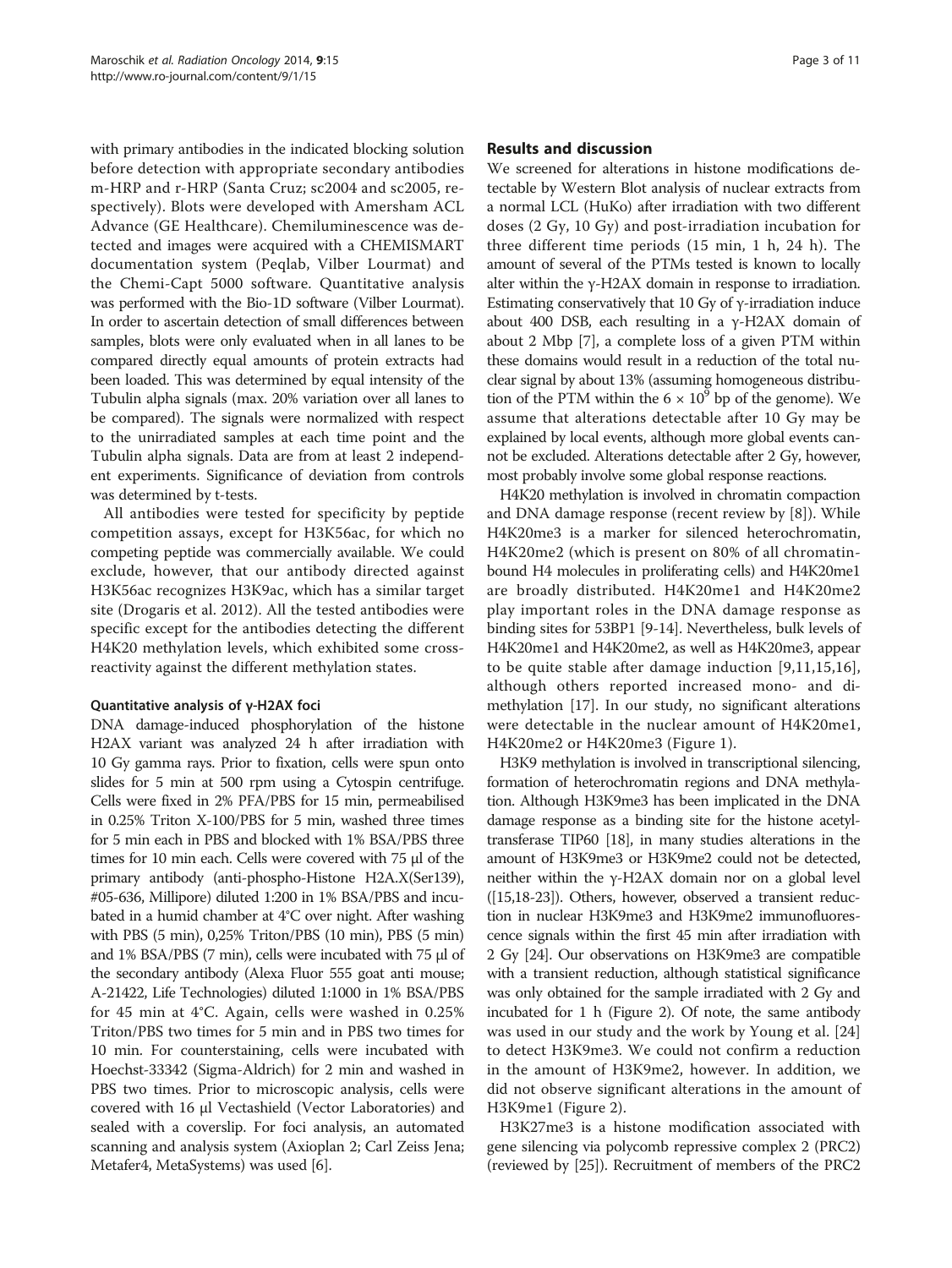with primary antibodies in the indicated blocking solution before detection with appropriate secondary antibodies m-HRP and r-HRP (Santa Cruz; sc2004 and sc2005, respectively). Blots were developed with Amersham ACL Advance (GE Healthcare). Chemiluminescence was detected and images were acquired with a CHEMISMART documentation system (Peqlab, Vilber Lourmat) and the Chemi-Capt 5000 software. Quantitative analysis was performed with the Bio-1D software (Vilber Lourmat). In order to ascertain detection of small differences between samples, blots were only evaluated when in all lanes to be compared directly equal amounts of protein extracts had been loaded. This was determined by equal intensity of the Tubulin alpha signals (max. 20% variation over all lanes to be compared). The signals were normalized with respect to the unirradiated samples at each time point and the Tubulin alpha signals. Data are from at least 2 independent experiments. Significance of deviation from controls was determined by t-tests.

All antibodies were tested for specificity by peptide competition assays, except for H3K56ac, for which no competing peptide was commercially available. We could exclude, however, that our antibody directed against H3K56ac recognizes H3K9ac, which has a similar target site (Drogaris et al. 2012). All the tested antibodies were specific except for the antibodies detecting the different H4K20 methylation levels, which exhibited some cross-reactivity against the different methylation states.

### Quantitative analysis of γ-H2AX foci

DNA damage-induced phosphorylation of the histone H2AX variant was analyzed 24 h after irradiation with 10 Gy gamma rays. Prior to fixation, cells were spun onto slides for 5 min at 500 rpm using a Cytospin centrifuge. Cells were fixed in 2% PFA/PBS for 15 min, permeabilised in 0.25% Triton X-100/PBS for 5 min, washed three times for 5 min each in PBS and blocked with 1% BSA/PBS three times for 10 min each. Cells were covered with 75 μl of the primary antibody (anti-phospho-Histone H2A.X(Ser139), #05-636, Millipore) diluted 1:200 in 1% BSA/PBS and incubated in a humid chamber at 4°C over night. After washing with PBS (5 min), 0,25% Triton/PBS (10 min), PBS (5 min) and 1% BSA/PBS (7 min), cells were incubated with 75 μl of the secondary antibody (Alexa Fluor 555 goat anti mouse; A-21422, Life Technologies) diluted 1:1000 in 1% BSA/PBS for 45 min at 4°C. Again, cells were washed in 0.25% Triton/PBS two times for 5 min and in PBS two times for 10 min. For counterstaining, cells were incubated with Hoechst-33342 (Sigma-Aldrich) for 2 min and washed in PBS two times. Prior to microscopic analysis, cells were covered with 16 μl Vectashield (Vector Laboratories) and sealed with a coverslip. For foci analysis, an automated scanning and analysis system (Axioplan 2; Carl Zeiss Jena; Metafer4, MetaSystems) was used [6].

## Results and discussion

We screened for alterations in histone modifications detectable by Western Blot analysis of nuclear extracts from a normal LCL (HuKo) after irradiation with two different doses (2 Gy, 10 Gy) and post-irradiation incubation for three different time periods (15 min, 1 h, 24 h). The amount of several of the PTMs tested is known to locally alter within the γ-H2AX domain in response to irradiation. Estimating conservatively that 10 Gy of γ-irradiation induce about 400 DSB, each resulting in a γ-H2AX domain of about 2 Mbp [7], a complete loss of a given PTM within these domains would result in a reduction of the total nuclear signal by about 13% (assuming homogeneous distribution of the PTM within the $6 \times 10^9$ bp of the genome). We assume that alterations detectable after 10 Gy may be explained by local events, although more global events cannot be excluded. Alterations detectable after 2 Gy, however, most probably involve some global response reactions.

H4K20 methylation is involved in chromatin compaction and DNA damage response (recent review by [8]). While H4K20me3 is a marker for silenced heterochromatin, H4K20me2 (which is present on 80% of all chromatin-bound H4 molecules in proliferating cells) and H4K20me1 are broadly distributed. H4K20me1 and H4K20me2 play important roles in the DNA damage response as binding sites for 53BP1 [9-14]. Nevertheless, bulk levels of H4K20me1 and H4K20me2, as well as H4K20me3, appear to be quite stable after damage induction [9,11,15,16], although others reported increased mono- and dimethylation [17]. In our study, no significant alterations were detectable in the nuclear amount of H4K20me1, H4K20me2 or H4K20me3 (Figure 1).

H3K9 methylation is involved in transcriptional silencing, formation of heterochromatin regions and DNA methylation. Although H3K9me3 has been implicated in the DNA damage response as a binding site for the histone acetyltransferase TIP60 [18], in many studies alterations in the amount of H3K9me3 or H3K9me2 could not be detected, neither within the γ-H2AX domain nor on a global level ([15,18-23]). Others, however, observed a transient reduction in nuclear H3K9me3 and H3K9me2 immunofluorescence signals within the first 45 min after irradiation with 2 Gy [24]. Our observations on H3K9me3 are compatible with a transient reduction, although statistical significance was only obtained for the sample irradiated with 2 Gy and incubated for 1 h (Figure 2). Of note, the same antibody was used in our study and the work by Young et al. [24] to detect H3K9me3. We could not confirm a reduction in the amount of H3K9me2, however. In addition, we did not observe significant alterations in the amount of H3K9me1 (Figure 2).

H3K27me3 is a histone modification associated with gene silencing via polycomb repressive complex 2 (PRC2) (reviewed by [25]). Recruitment of members of the PRC2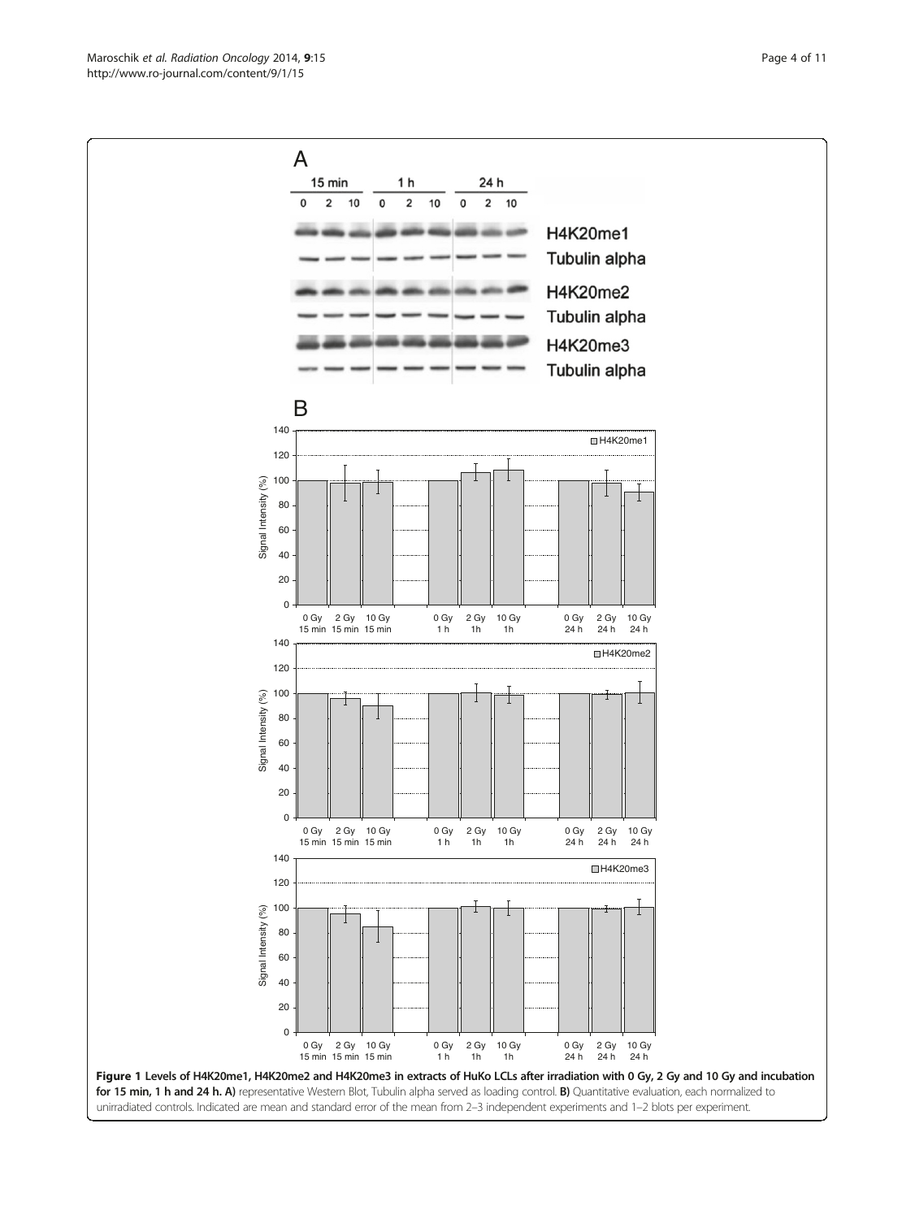**Figure 1 Levels of H4K20me1, H4K20me2 and H4K20me3 in extracts of HuKo LCLs after irradiation with 0 Gy, 2 Gy and 10 Gy and incubation for 15 min, 1 h and 24 h. A)** representative Western Blot, Tubulin alpha served as loading control. **B)** Quantitative evaluation, each normalized to unirradiated controls. Indicated are mean and standard error of the mean from 2–3 independent experiments and 1–2 blots per experiment.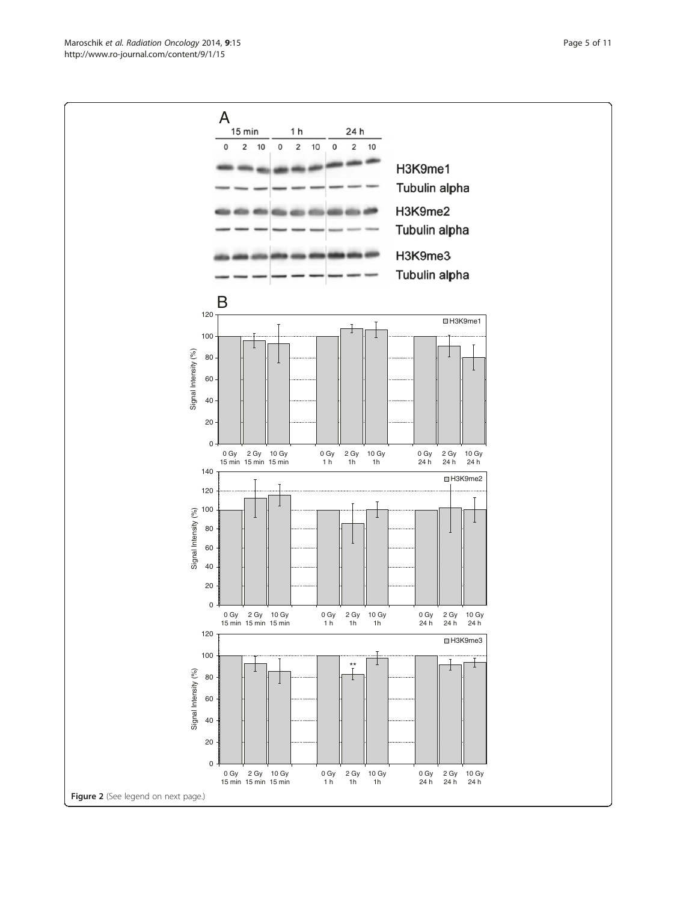**Figure 2** (See legend on next page.)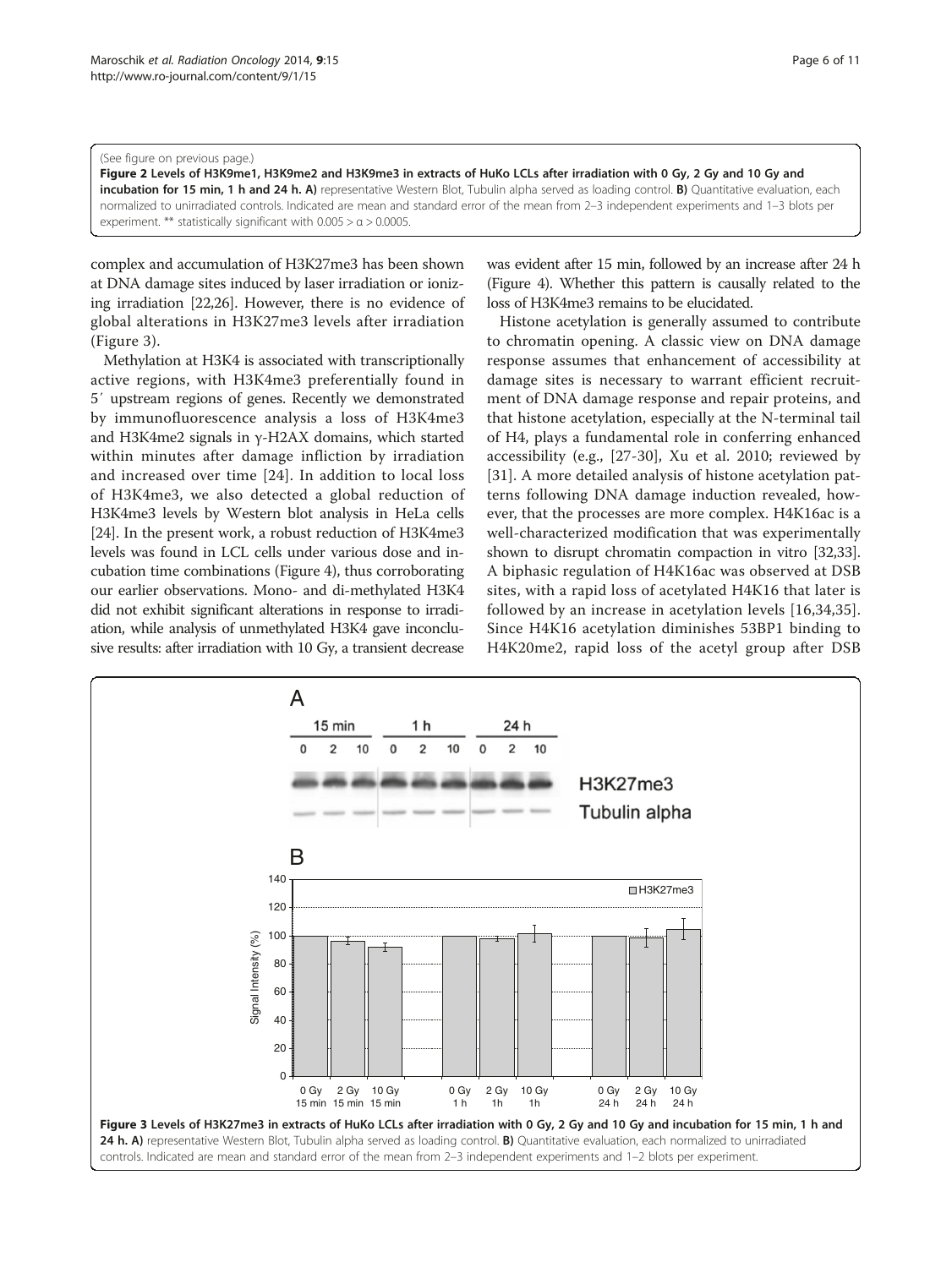(See figure on previous page.)

**Figure 2 Levels of H3K9me1, H3K9me2 and H3K9me3 in extracts of HuKo LCLs after irradiation with 0 Gy, 2 Gy and 10 Gy and incubation for 15 min, 1 h and 24 h. A)** representative Western Blot, Tubulin alpha served as loading control. **B)** Quantitative evaluation, each normalized to unirradiated controls. Indicated are mean and standard error of the mean from 2–3 independent experiments and 1–3 blots per experiment. ** statistically significant with $0.005 > \alpha > 0.0005$.

complex and accumulation of H3K27me3 has been shown at DNA damage sites induced by laser irradiation or ionizing irradiation [22,26]. However, there is no evidence of global alterations in H3K27me3 levels after irradiation (Figure 3).

Methylation at H3K4 is associated with transcriptionally active regions, with H3K4me3 preferentially found in 5′ upstream regions of genes. Recently we demonstrated by immunofluorescence analysis a loss of H3K4me3 and H3K4me2 signals in γ-H2AX domains, which started within minutes after damage infliction by irradiation and increased over time [24]. In addition to local loss of H3K4me3, we also detected a global reduction of H3K4me3 levels by Western blot analysis in HeLa cells [24]. In the present work, a robust reduction of H3K4me3 levels was found in LCL cells under various dose and incubation time combinations (Figure 4), thus corroborating our earlier observations. Mono- and di-methylated H3K4 did not exhibit significant alterations in response to irradiation, while analysis of unmethylated H3K4 gave inconclusive results: after irradiation with 10 Gy, a transient decrease was evident after 15 min, followed by an increase after 24 h (Figure 4). Whether this pattern is causally related to the loss of H3K4me3 remains to be elucidated.

Histone acetylation is generally assumed to contribute to chromatin opening. A classic view on DNA damage response assumes that enhancement of accessibility at damage sites is necessary to warrant efficient recruitment of DNA damage response and repair proteins, and that histone acetylation, especially at the N-terminal tail of H4, plays a fundamental role in conferring enhanced accessibility (e.g., [27-30], Xu et al. 2010; reviewed by [31]. A more detailed analysis of histone acetylation patterns following DNA damage induction revealed, however, that the processes are more complex. H4K16ac is a well-characterized modification that was experimentally shown to disrupt chromatin compaction in vitro [32,33]. A biphasic regulation of H4K16ac was observed at DSB sites, with a rapid loss of acetylated H4K16 that later is followed by an increase in acetylation levels [16,34,35]. Since H4K16 acetylation diminishes 53BP1 binding to H4K20me2, rapid loss of the acetyl group after DSB

**Figure 3 Levels of H3K27me3 in extracts of HuKo LCLs after irradiation with 0 Gy, 2 Gy and 10 Gy and incubation for 15 min, 1 h and 24 h. A)** representative Western Blot, Tubulin alpha served as loading control. **B)** Quantitative evaluation, each normalized to unirradiated controls. Indicated are mean and standard error of the mean from 2–3 independent experiments and 1–2 blots per experiment.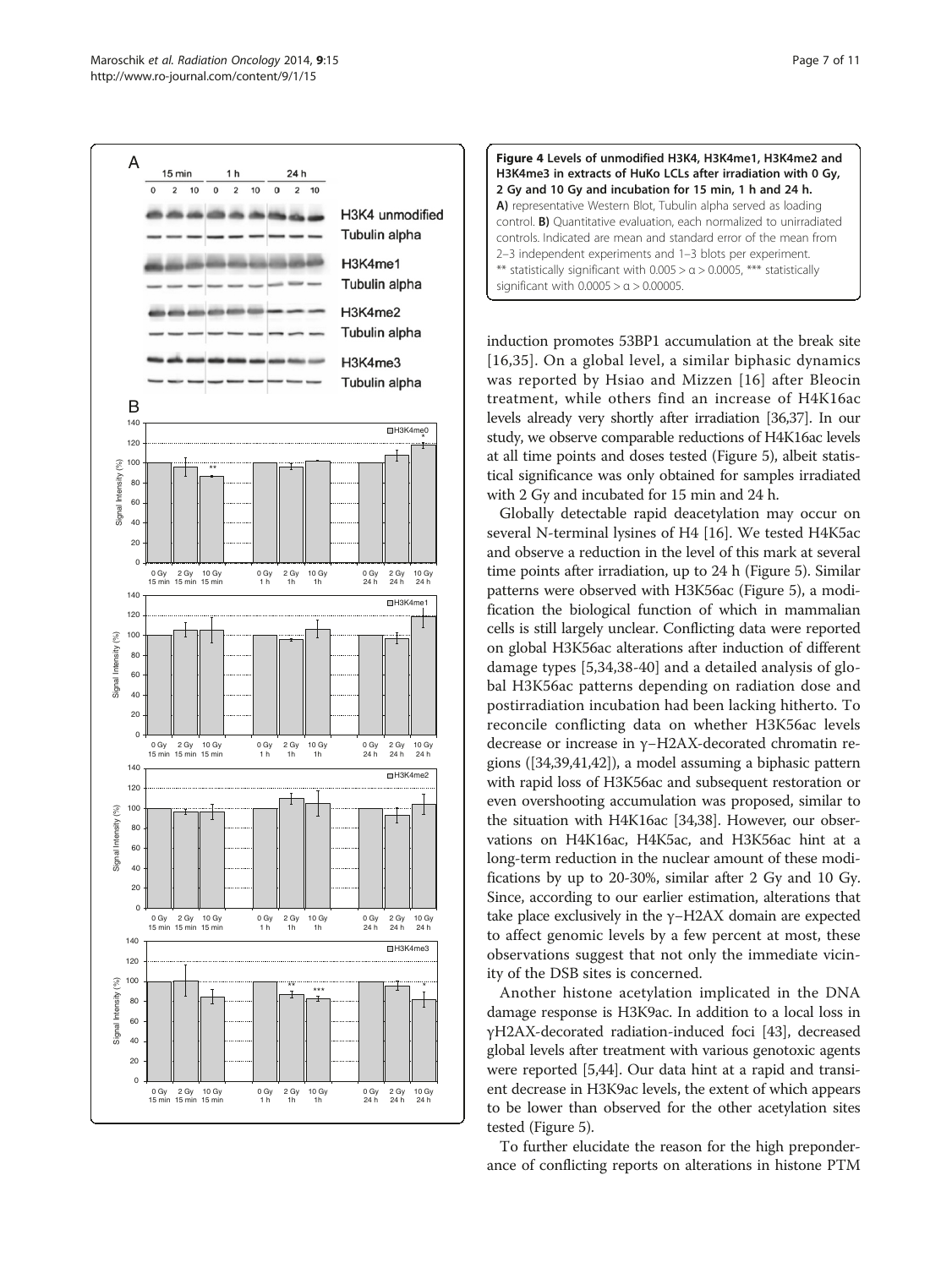**Figure 4 Levels of unmodified H3K4, H3K4me1, H3K4me2 and H3K4me3 in extracts of HuKo LCLs after irradiation with 0 Gy, 2 Gy and 10 Gy and incubation for 15 min, 1 h and 24 h.** **A)** representative Western Blot, Tubulin alpha served as loading control. **B)** Quantitative evaluation, each normalized to unirradiated controls. Indicated are mean and standard error of the mean from 2–3 independent experiments and 1–3 blots per experiment. ** statistically significant with $0.005 > \alpha > 0.0005$, *** statistically significant with $0.0005 > \alpha > 0.00005$.

induction promotes 53BP1 accumulation at the break site [16,35]. On a global level, a similar biphasic dynamics was reported by Hsiao and Mizzen [16] after Bleocin treatment, while others find an increase of H4K16ac levels already very shortly after irradiation [36,37]. In our study, we observe comparable reductions of H4K16ac levels at all time points and doses tested (Figure 5), albeit statistical significance was only obtained for samples irradiated with 2 Gy and incubated for 15 min and 24 h.

Globally detectable rapid deacetylation may occur on several N-terminal lysines of H4 [16]. We tested H4K5ac and observe a reduction in the level of this mark at several time points after irradiation, up to 24 h (Figure 5). Similar patterns were observed with H3K56ac (Figure 5), a modification the biological function of which in mammalian cells is still largely unclear. Conflicting data were reported on global H3K56ac alterations after induction of different damage types [5,34,38-40] and a detailed analysis of global H3K56ac patterns depending on radiation dose and postirradiation incubation had been lacking hitherto. To reconcile conflicting data on whether H3K56ac levels decrease or increase in γ−H2AX-decorated chromatin regions ([34,39,41,42]), a model assuming a biphasic pattern with rapid loss of H3K56ac and subsequent restoration or even overshooting accumulation was proposed, similar to the situation with H4K16ac [34,38]. However, our observations on H4K16ac, H4K5ac, and H3K56ac hint at a long-term reduction in the nuclear amount of these modifications by up to 20-30%, similar after 2 Gy and 10 Gy. Since, according to our earlier estimation, alterations that take place exclusively in the γ−H2AX domain are expected to affect genomic levels by a few percent at most, these observations suggest that not only the immediate vicinity of the DSB sites is concerned.

Another histone acetylation implicated in the DNA damage response is H3K9ac. In addition to a local loss in γH2AX-decorated radiation-induced foci [43], decreased global levels after treatment with various genotoxic agents were reported [5,44]. Our data hint at a rapid and transient decrease in H3K9ac levels, the extent of which appears to be lower than observed for the other acetylation sites tested (Figure 5).

To further elucidate the reason for the high preponderance of conflicting reports on alterations in histone PTM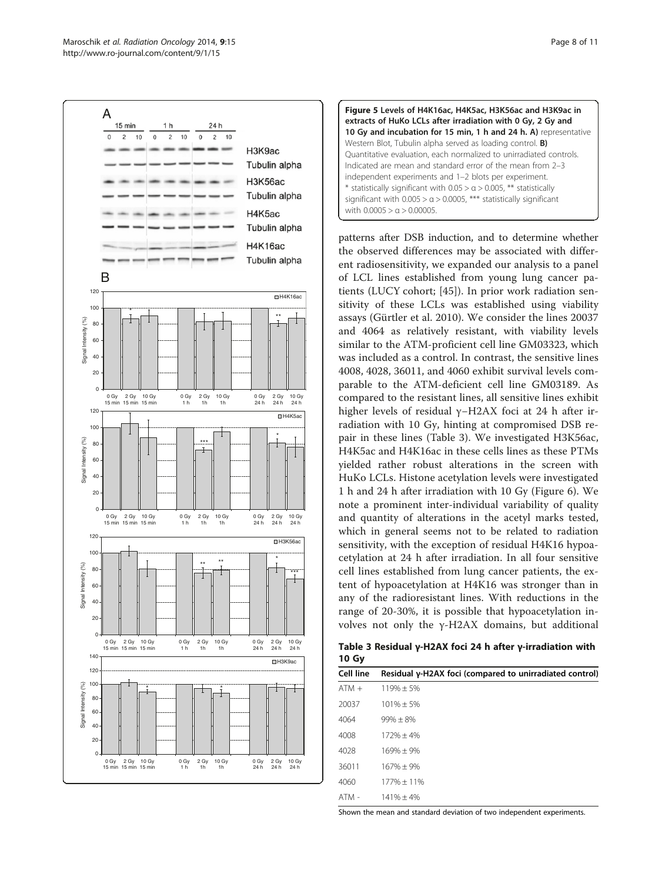**Figure 5 Levels of H4K16ac, H4K5ac, H3K56ac and H3K9ac in extracts of HuKo LCLs after irradiation with 0 Gy, 2 Gy and 10 Gy and incubation for 15 min, 1 h and 24 h. A)** representative Western Blot, Tubulin alpha served as loading control. **B)** Quantitative evaluation, each normalized to unirradiated controls. Indicated are mean and standard error of the mean from 2–3 independent experiments and 1–2 blots per experiment. * statistically significant with $0.05 > \alpha > 0.005$, ** statistically significant with $0.005 > \alpha > 0.0005$, *** statistically significant with $0.0005 > \alpha > 0.00005$.

patterns after DSB induction, and to determine whether the observed differences may be associated with different radiosensitivity, we expanded our analysis to a panel of LCL lines established from young lung cancer patients (LUCY cohort; [45]). In prior work radiation sensitivity of these LCLs was established using viability assays (Gürtler et al. 2010). We consider the lines 20037 and 4064 as relatively resistant, with viability levels similar to the ATM-proficient cell line GM03323, which was included as a control. In contrast, the sensitive lines 4008, 4028, 36011, and 4060 exhibit survival levels comparable to the ATM-deficient cell line GM03189. As compared to the resistant lines, all sensitive lines exhibit higher levels of residual γ–H2AX foci at 24 h after irradiation with 10 Gy, hinting at compromised DSB repair in these lines (Table 3). We investigated H3K56ac, H4K5ac and H4K16ac in these cells lines as these PTMs yielded rather robust alterations in the screen with HuKo LCLs. Histone acetylation levels were investigated 1 h and 24 h after irradiation with 10 Gy (Figure 6). We note a prominent inter-individual variability of quality and quantity of alterations in the acetyl marks tested, which in general seems not to be related to radiation sensitivity, with the exception of residual H4K16 hypoacetylation at 24 h after irradiation. In all four sensitive cell lines established from lung cancer patients, the extent of hypoacetylation at H4K16 was stronger than in any of the radioresistant lines. With reductions in the range of 20-30%, it is possible that hypoacetylation involves not only the γ-H2AX domains, but additional

**Table 3 Residual γ-H2AX foci 24 h after γ-irradiation with 10 Gy**

| Cell line | Residual γ-H2AX foci (compared to unirradiated control) |
|---|---|
| ATM + | 119% ± 5% |
| 20037 | 101% ± 5% |
| 4064 | 99% ± 8% |
| 4008 | 172% ± 4% |
| 4028 | 169% ± 9% |
| 36011 | 167% ± 9% |
| 4060 | 177% ± 11% |
| ATM - | 141% ± 4% |

Shown the mean and standard deviation of two independent experiments.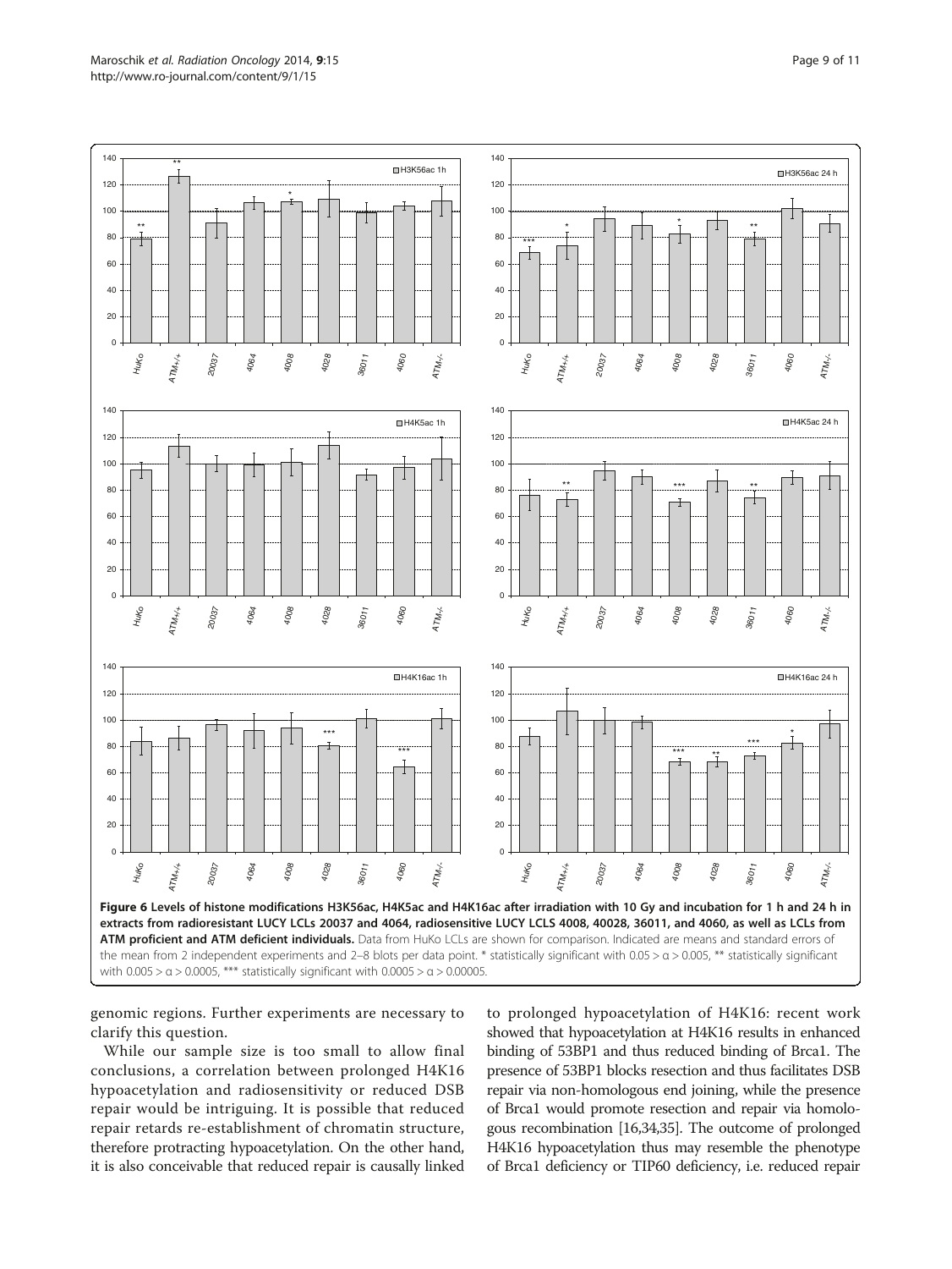**Figure 6 Levels of histone modifications H3K56ac, H4K5ac and H4K16ac after irradiation with 10 Gy and incubation for 1 h and 24 h in extracts from radioresistant LUCY LCLs 20037 and 4064, radiosensitive LUCY LCLS 4008, 40028, 36011, and 4060, as well as LCLs from ATM proficient and ATM deficient individuals.** Data from HuKo LCLs are shown for comparison. Indicated are means and standard errors of the mean from 2 independent experiments and 2–8 blots per data point. * statistically significant with $0.05 > \alpha > 0.005$, ** statistically significant with $0.005 > \alpha > 0.0005$, *** statistically significant with $0.0005 > \alpha > 0.00005$.

genomic regions. Further experiments are necessary to clarify this question.

While our sample size is too small to allow final conclusions, a correlation between prolonged H4K16 hypoacetylation and radiosensitivity or reduced DSB repair would be intriguing. It is possible that reduced repair retards re-establishment of chromatin structure, therefore protracting hypoacetylation. On the other hand, it is also conceivable that reduced repair is causally linked to prolonged hypoacetylation of H4K16: recent work showed that hypoacetylation at H4K16 results in enhanced binding of 53BP1 and thus reduced binding of Brca1. The presence of 53BP1 blocks resection and thus facilitates DSB repair via non-homologous end joining, while the presence of Brca1 would promote resection and repair via homologous recombination [16,34,35]. The outcome of prolonged H4K16 hypoacetylation thus may resemble the phenotype of Brca1 deficiency or TIP60 deficiency, i.e. reduced repair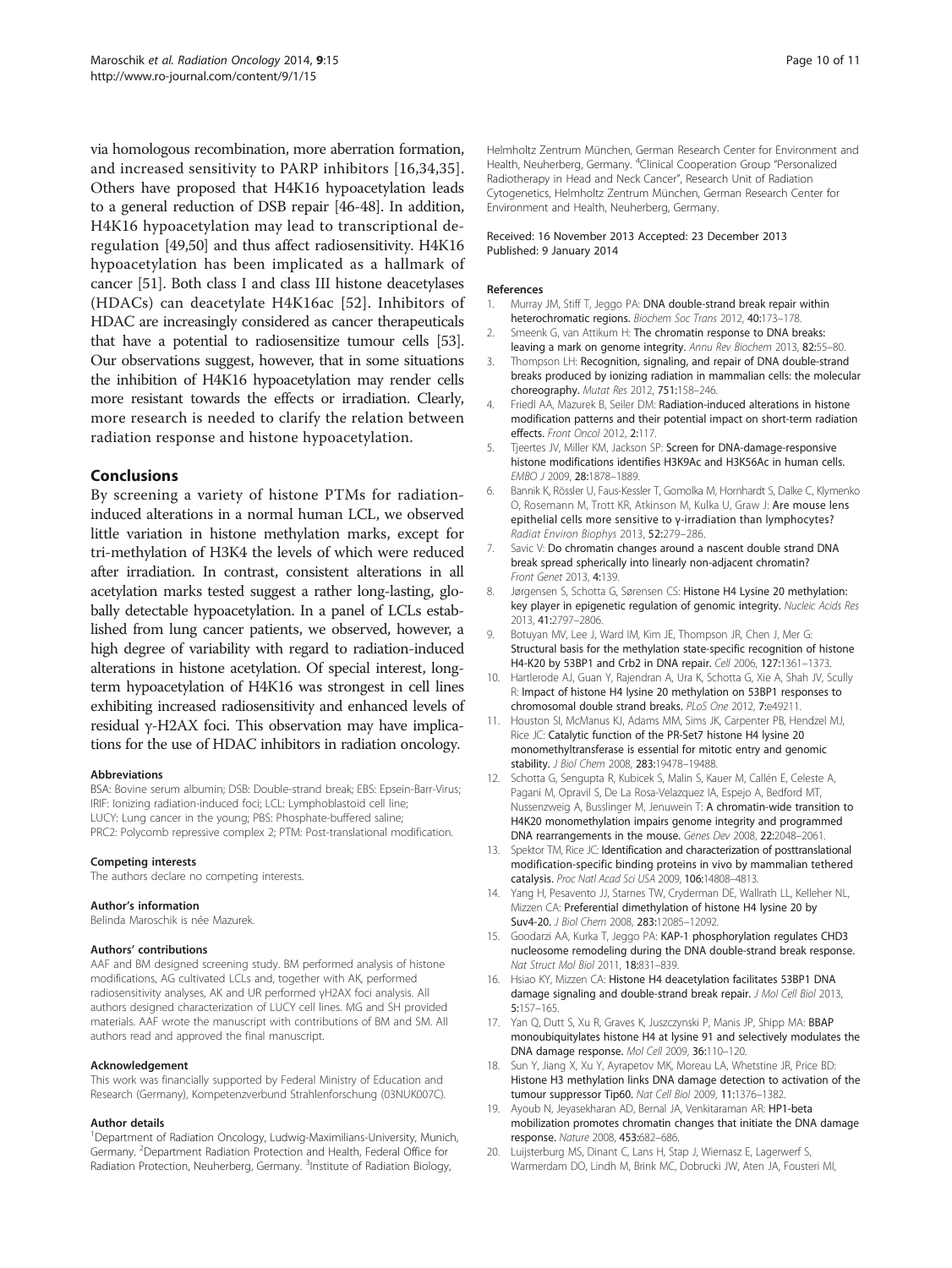via homologous recombination, more aberration formation, and increased sensitivity to PARP inhibitors [16,34,35]. Others have proposed that H4K16 hypoacetylation leads to a general reduction of DSB repair [46-48]. In addition, H4K16 hypoacetylation may lead to transcriptional deregulation [49,50] and thus affect radiosensitivity. H4K16 hypoacetylation has been implicated as a hallmark of cancer [51]. Both class I and class III histone deacetylases (HDACs) can deacetylate H4K16ac [52]. Inhibitors of HDAC are increasingly considered as cancer therapeuticals that have a potential to radiosensitize tumour cells [53]. Our observations suggest, however, that in some situations the inhibition of H4K16 hypoacetylation may render cells more resistant towards the effects or irradiation. Clearly, more research is needed to clarify the relation between radiation response and histone hypoacetylation.

## Conclusions

By screening a variety of histone PTMs for radiation-induced alterations in a normal human LCL, we observed little variation in histone methylation marks, except for tri-methylation of H3K4 the levels of which were reduced after irradiation. In contrast, consistent alterations in all acetylation marks tested suggest a rather long-lasting, globally detectable hypoacetylation. In a panel of LCLs established from lung cancer patients, we observed, however, a high degree of variability with regard to radiation-induced alterations in histone acetylation. Of special interest, long-term hypoacetylation of H4K16 was strongest in cell lines exhibiting increased radiosensitivity and enhanced levels of residual γ-H2AX foci. This observation may have implications for the use of HDAC inhibitors in radiation oncology.

#### Abbreviations

BSA: Bovine serum albumin; DSB: Double-strand break; EBS: Epsein-Barr-Virus; IRIF: Ionizing radiation-induced foci; LCL: Lymphoblastoid cell line; LUCY: Lung cancer in the young; PBS: Phosphate-buffered saline; PRC2: Polycomb repressive complex 2; PTM: Post-translational modification.

#### Competing interests

The authors declare no competing interests.

#### Author's information

Belinda Maroschik is née Mazurek.

#### Authors' contributions

AAF and BM designed screening study. BM performed analysis of histone modifications, AG cultivated LCLs and, together with AK, performed radiosensitivity analyses, AK and UR performed γH2AX foci analysis. All authors designed characterization of LUCY cell lines. MG and SH provided materials. AAF wrote the manuscript with contributions of BM and SM. All authors read and approved the final manuscript.

#### Acknowledgement

This work was financially supported by Federal Ministry of Education and Research (Germany), Kompetenzverbund Strahlenforschung (03NUK007C).

#### Author details

[1]Department of Radiation Oncology, Ludwig-Maximilians-University, Munich, Germany. [2]Department Radiation Protection and Health, Federal Office for Radiation Protection, Neuherberg, Germany. [3]Institute of Radiation Biology, Helmholtz Zentrum München, German Research Center for Environment and Health, Neuherberg, Germany. [4]Clinical Cooperation Group "Personalized Radiotherapy in Head and Neck Cancer", Research Unit of Radiation Cytogenetics, Helmholtz Zentrum München, German Research Center for Environment and Health, Neuherberg, Germany.

Received: 16 November 2013 Accepted: 23 December 2013
Published: 9 January 2014

#### References

1. Murray JM, Stiff T, Jeggo PA: **DNA double-strand break repair within heterochromatic regions.** *Biochem Soc Trans* 2012, **40:**173–178.
2. Smeenk G, van Attikum H: **The chromatin response to DNA breaks: leaving a mark on genome integrity.** *Annu Rev Biochem* 2013, **82:**55–80.
3. Thompson LH: **Recognition, signaling, and repair of DNA double-strand breaks produced by ionizing radiation in mammalian cells: the molecular choreography.** *Mutat Res* 2012, **751:**158–246.
4. Friedl AA, Mazurek B, Seiler DM: **Radiation-induced alterations in histone modification patterns and their potential impact on short-term radiation effects.** *Front Oncol* 2012, **2:**117.
5. Tjeertes JV, Miller KM, Jackson SP: **Screen for DNA-damage-responsive histone modifications identifies H3K9Ac and H3K56Ac in human cells.** *EMBO J* 2009, **28:**1878–1889.
6. Bannik K, Rössler U, Faus-Kessler T, Gomolka M, Hornhardt S, Dalke C, Klymenko O, Rosemann M, Trott KR, Atkinson M, Kulka U, Graw J: **Are mouse lens epithelial cells more sensitive to γ-irradiation than lymphocytes?** *Radiat Environ Biophys* 2013, **52:**279–286.
7. Savic V: **Do chromatin changes around a nascent double strand DNA break spread spherically into linearly non-adjacent chromatin?** *Front Genet* 2013, **4:**139.
8. Jørgensen S, Schotta G, Sørensen CS: **Histone H4 Lysine 20 methylation: key player in epigenetic regulation of genomic integrity.** *Nucleic Acids Res* 2013, **41:**2797–2806.
9. Botuyan MV, Lee J, Ward IM, Kim JE, Thompson JR, Chen J, Mer G: **Structural basis for the methylation state-specific recognition of histone H4-K20 by 53BP1 and Crb2 in DNA repair.** *Cell* 2006, **127:**1361–1373.
10. Hartlerode AJ, Guan Y, Rajendran A, Ura K, Schotta G, Xie A, Shah JV, Scully R: **Impact of histone H4 lysine 20 methylation on 53BP1 responses to chromosomal double strand breaks.** *PLoS One* 2012, **7:**e49211.
11. Houston SI, McManus KJ, Adams MM, Sims JK, Carpenter PB, Hendzel MJ, Rice JC: **Catalytic function of the PR-Set7 histone H4 lysine 20 monomethyltransferase is essential for mitotic entry and genomic stability.** *J Biol Chem* 2008, **283:**19478–19488.
12. Schotta G, Sengupta R, Kubicek S, Malin S, Kauer M, Callén E, Celeste A, Pagani M, Opravil S, De La Rosa-Velazquez IA, Espejo A, Bedford MT, Nussenzweig A, Busslinger M, Jenuwein T: **A chromatin-wide transition to H4K20 monomethylation impairs genome integrity and programmed DNA rearrangements in the mouse.** *Genes Dev* 2008, **22:**2048–2061.
13. Spektor TM, Rice JC: **Identification and characterization of posttranslational modification-specific binding proteins in vivo by mammalian tethered catalysis.** *Proc Natl Acad Sci USA* 2009, **106:**14808–4813.
14. Yang H, Pesavento JJ, Starnes TW, Cryderman DE, Wallrath LL, Kelleher NL, Mizzen CA: **Preferential dimethylation of histone H4 lysine 20 by Suv4-20.** *J Biol Chem* 2008, **283:**12085–12092.
15. Goodarzi AA, Kurka T, Jeggo PA: **KAP-1 phosphorylation regulates CHD3 nucleosome remodeling during the DNA double-strand break response.** *Nat Struct Mol Biol* 2011, **18:**831–839.
16. Hsiao KY, Mizzen CA: **Histone H4 deacetylation facilitates 53BP1 DNA damage signaling and double-strand break repair.** *J Mol Cell Biol* 2013, **5:**157–165.
17. Yan Q, Dutt S, Xu R, Graves K, Juszczynski P, Manis JP, Shipp MA: **BBAP monoubiquitylates histone H4 at lysine 91 and selectively modulates the DNA damage response.** *Mol Cell* 2009, **36:**110–120.
18. Sun Y, Jiang X, Xu Y, Ayrapetov MK, Moreau LA, Whetstine JR, Price BD: **Histone H3 methylation links DNA damage detection to activation of the tumour suppressor Tip60.** *Nat Cell Biol* 2009, **11:**1376–1382.
19. Ayoub N, Jeyasekharan AD, Bernal JA, Venkitaraman AR: **HP1-beta mobilization promotes chromatin changes that initiate the DNA damage response.** *Nature* 2008, **453:**682–686.
20. Luijsterburg MS, Dinant C, Lans H, Stap J, Wiernasz E, Lagerwerf S, Warmerdam DO, Lindh M, Brink MC, Dobrucki JW, Aten JA, Fousteri MI,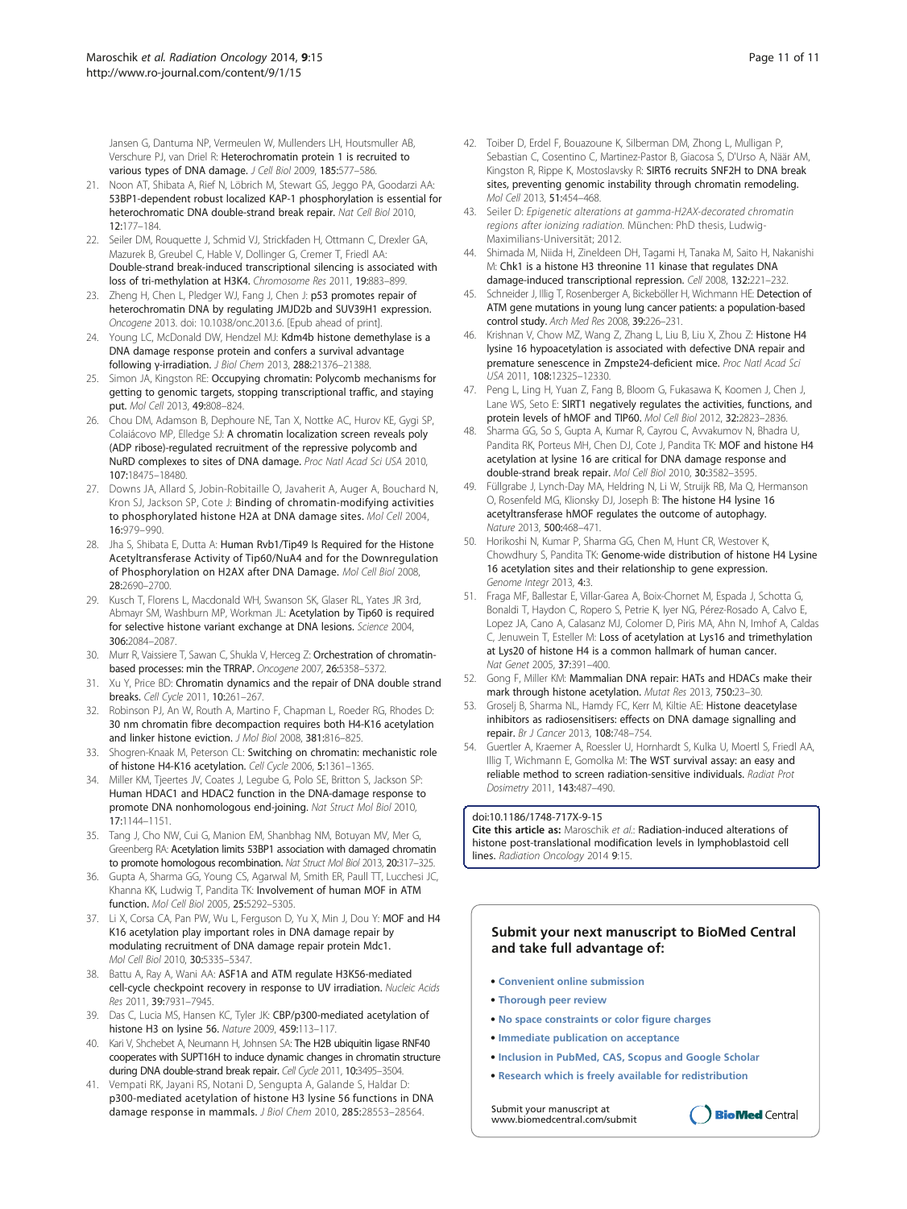Jansen G, Dantuma NP, Vermeulen W, Mullenders LH, Houtsmuller AB, Verschure PJ, van Driel R: **Heterochromatin protein 1 is recruited to various types of DNA damage.** *J Cell Biol* 2009, 185:577–586.

21. Noon AT, Shibata A, Rief N, Löbrich M, Stewart GS, Jeggo PA, Goodarzi AA: **53BP1-dependent robust localized KAP-1 phosphorylation is essential for heterochromatic DNA double-strand break repair.** *Nat Cell Biol* 2010, 12:177–184.
22. Seiler DM, Rouquette J, Schmid VJ, Strickfaden H, Ottmann C, Drexler GA, Mazurek B, Greubel C, Hable V, Dollinger G, Cremer T, Friedl AA: **Double-strand break-induced transcriptional silencing is associated with loss of tri-methylation at H3K4.** *Chromosome Res* 2011, 19:883–899.
23. Zheng H, Chen L, Pledger WJ, Fang J, Chen J: **p53 promotes repair of heterochromatin DNA by regulating JMJD2b and SUV39H1 expression.** *Oncogene* 2013. doi: 10.1038/onc.2013.6. [Epub ahead of print].
24. Young LC, McDonald DW, Hendzel MJ: **Kdm4b histone demethylase is a DNA damage response protein and confers a survival advantage following γ-irradiation.** *J Biol Chem* 2013, 288:21376–21388.
25. Simon JA, Kingston RE: **Occupying chromatin: Polycomb mechanisms for getting to genomic targets, stopping transcriptional traffic, and staying put.** *Mol Cell* 2013, 49:808–824.
26. Chou DM, Adamson B, Dephoure NE, Tan X, Nottke AC, Hurov KE, Gygi SP, Colaiácovo MP, Elledge SJ: **A chromatin localization screen reveals poly (ADP ribose)-regulated recruitment of the repressive polycomb and NuRD complexes to sites of DNA damage.** *Proc Natl Acad Sci USA* 2010, 107:18475–18480.
27. Downs JA, Allard S, Jobin-Robitaille O, Javaherit A, Auger A, Bouchard N, Kron SJ, Jackson SP, Cote J: **Binding of chromatin-modifying activities to phosphorylated histone H2A at DNA damage sites.** *Mol Cell* 2004, 16:979–990.
28. Jha S, Shibata E, Dutta A: **Human Rvb1/Tip49 Is Required for the Histone Acetyltransferase Activity of Tip60/NuA4 and for the Downregulation of Phosphorylation on H2AX after DNA Damage.** *Mol Cell Biol* 2008, 28:2690–2700.
29. Kusch T, Florens L, Macdonald WH, Swanson SK, Glaser RL, Yates JR 3rd, Abmayr SM, Washburn MP, Workman JL: **Acetylation by Tip60 is required for selective histone variant exchange at DNA lesions.** *Science* 2004, 306:2084–2087.
30. Murr R, Vaissiere T, Sawan C, Shukla V, Herceg Z: **Orchestration of chromatin-based processes: min the TRRAP.** *Oncogene* 2007, 26:5358–5372.
31. Xu Y, Price BD: **Chromatin dynamics and the repair of DNA double strand breaks.** *Cell Cycle* 2011, 10:261–267.
32. Robinson PJ, An W, Routh A, Martino F, Chapman L, Roeder RG, Rhodes D: **30 nm chromatin fibre decompaction requires both H4-K16 acetylation and linker histone eviction.** *J Mol Biol* 2008, 381:816–825.
33. Shogren-Knaak M, Peterson CL: **Switching on chromatin: mechanistic role of histone H4-K16 acetylation.** *Cell Cycle* 2006, 5:1361–1365.
34. Miller KM, Tjeertes JV, Coates J, Legube G, Polo SE, Britton S, Jackson SP: **Human HDAC1 and HDAC2 function in the DNA-damage response to promote DNA nonhomologous end-joining.** *Nat Struct Mol Biol* 2010, 17:1144–1151.
35. Tang J, Cho NW, Cui G, Manion EM, Shanbhag NM, Botuyan MV, Mer G, Greenberg RA: **Acetylation limits 53BP1 association with damaged chromatin to promote homologous recombination.** *Nat Struct Mol Biol* 2013, 20:317–325.
36. Gupta A, Sharma GG, Young CS, Agarwal M, Smith ER, Paull TT, Lucchesi JC, Khanna KK, Ludwig T, Pandita TK: **Involvement of human MOF in ATM function.** *Mol Cell Biol* 2005, 25:5292–5305.
37. Li X, Corsa CA, Pan PW, Wu L, Ferguson D, Yu X, Min J, Dou Y: **MOF and H4 K16 acetylation play important roles in DNA damage repair by modulating recruitment of DNA damage repair protein Mdc1.** *Mol Cell Biol* 2010, 30:5335–5347.
38. Battu A, Ray A, Wani AA: **ASF1A and ATM regulate H3K56-mediated cell-cycle checkpoint recovery in response to UV irradiation.** *Nucleic Acids Res* 2011, 39:7931–7945.
39. Das C, Lucia MS, Hansen KC, Tyler JK: **CBP/p300-mediated acetylation of histone H3 on lysine 56.** *Nature* 2009, 459:113–117.
40. Kari V, Shchebet A, Neumann H, Johnsen SA: **The H2B ubiquitin ligase RNF40 cooperates with SUPT16H to induce dynamic changes in chromatin structure during DNA double-strand break repair.** *Cell Cycle* 2011, 10:3495–3504.
41. Vempati RK, Jayani RS, Notani D, Sengupta A, Galande S, Haldar D: **p300-mediated acetylation of histone H3 lysine 56 functions in DNA damage response in mammals.** *J Biol Chem* 2010, 285:28553–28564.
42. Toiber D, Erdel F, Bouazoune K, Silberman DM, Zhong L, Mulligan P, Sebastian C, Cosentino C, Martinez-Pastor B, Giacosa S, D'Urso A, Näär AM, Kingston R, Rippe K, Mostoslavsky R: **SIRT6 recruits SNF2H to DNA break sites, preventing genomic instability through chromatin remodeling.** *Mol Cell* 2013, 51:454–468.
43. Seiler D: *Epigenetic alterations at gamma-H2AX-decorated chromatin regions after ionizing radiation.* München: PhD thesis, Ludwig-Maximilians-Universität; 2012.
44. Shimada M, Niida H, Zineldeen DH, Tagami H, Tanaka M, Saito H, Nakanishi M: **Chk1 is a histone H3 threonine 11 kinase that regulates DNA damage-induced transcriptional repression.** *Cell* 2008, 132:221–232.
45. Schneider J, Illig T, Rosenberger A, Bickeböller H, Wichmann HE: **Detection of ATM gene mutations in young lung cancer patients: a population-based control study.** *Arch Med Res* 2008, 39:226–231.
46. Krishnan V, Chow MZ, Wang Z, Zhang L, Liu B, Liu X, Zhou Z: **Histone H4 lysine 16 hypoacetylation is associated with defective DNA repair and premature senescence in Zmpste24-deficient mice.** *Proc Natl Acad Sci USA* 2011, 108:12325–12330.
47. Peng L, Ling H, Yuan Z, Fang B, Bloom G, Fukasawa K, Koomen J, Chen J, Lane WS, Seto E: **SIRT1 negatively regulates the activities, functions, and protein levels of hMOF and TIP60.** *Mol Cell Biol* 2012, 32:2823–2836.
48. Sharma GG, So S, Gupta A, Kumar R, Cayrou C, Avvakumov N, Bhadra U, Pandita RK, Porteus MH, Chen DJ, Cote J, Pandita TK: **MOF and histone H4 acetylation at lysine 16 are critical for DNA damage response and double-strand break repair.** *Mol Cell Biol* 2010, 30:3582–3595.
49. Füllgrabe J, Lynch-Day MA, Heldring N, Li W, Struijk RB, Ma Q, Hermanson O, Rosenfeld MG, Klionsky DJ, Joseph B: **The histone H4 lysine 16 acetyltransferase hMOF regulates the outcome of autophagy.** *Nature* 2013, 500:468–471.
50. Horikoshi N, Kumar P, Sharma GG, Chen M, Hunt CR, Westover K, Chowdhury S, Pandita TK: **Genome-wide distribution of histone H4 Lysine 16 acetylation sites and their relationship to gene expression.** *Genome Integr* 2013, 4:3.
51. Fraga MF, Ballestar E, Villar-Garea A, Boix-Chornet M, Espada J, Schotta G, Bonaldi T, Haydon C, Ropero S, Petrie K, Iyer NG, Pérez-Rosado A, Calvo E, Lopez JA, Cano A, Calasanz MJ, Colomer D, Piris MA, Ahn N, Imhof A, Caldas C, Jenuwein T, Esteller M: **Loss of acetylation at Lys16 and trimethylation at Lys20 of histone H4 is a common hallmark of human cancer.** *Nat Genet* 2005, 37:391–400.
52. Gong F, Miller KM: **Mammalian DNA repair: HATs and HDACs make their mark through histone acetylation.** *Mutat Res* 2013, 750:23–30.
53. Groselj B, Sharma NL, Hamdy FC, Kerr M, Kiltie AE: **Histone deacetylase inhibitors as radiosensitisers: effects on DNA damage signalling and repair.** *Br J Cancer* 2013, 108:748–754.
54. Guertler A, Kraemer A, Roessler U, Hornhardt S, Kulka U, Moertl S, Friedl AA, Illig T, Wichmann E, Gomolka M: **The WST survival assay: an easy and reliable method to screen radiation-sensitive individuals.** *Radiat Prot Dosimetry* 2011, 143:487–490.

doi:10.1186/1748-717X-9-15

**Cite this article as:** Maroschik *et al.*: Radiation-induced alterations of histone post-translational modification levels in lymphoblastoid cell lines. *Radiation Oncology* 2014 9:15.

**Submit your next manuscript to BioMed Central and take full advantage of:**

- **Convenient online submission**
- **Thorough peer review**
- **No space constraints or color figure charges**
- **Immediate publication on acceptance**
- **Inclusion in PubMed, CAS, Scopus and Google Scholar**
- **Research which is freely available for redistribution**

Submit your manuscript at www.biomedcentral.com/submit

BioMed Central